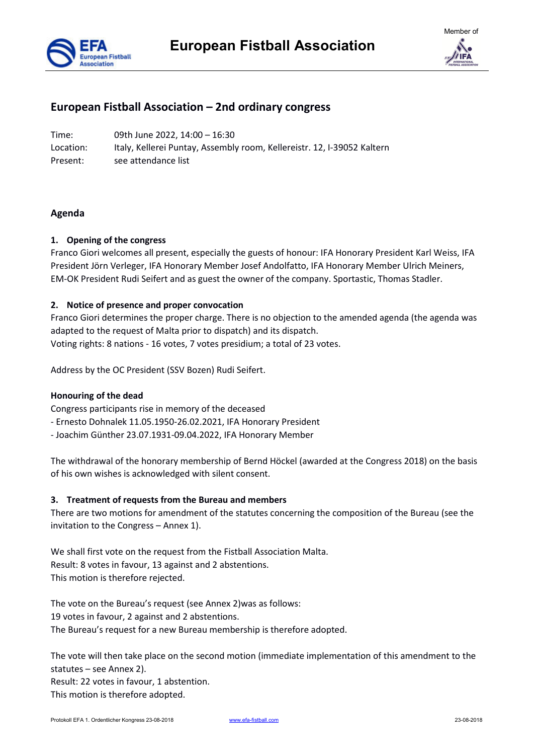# European Fistball Association – 2nd ordinary congress

Time: 09th June 2022, 14:00 – 16:30
Location: Italy, Kellerei Puntay, Assembly room, Kellereistr. 12, I-39052 Kaltern
Present: see attendance list

## Agenda

### 1. Opening of the congress

Franco Giori welcomes all present, especially the guests of honour: IFA Honorary President Karl Weiss, IFA President Jörn Verleger, IFA Honorary Member Josef Andolfatto, IFA Honorary Member Ulrich Meiners, EM-OK President Rudi Seifert and as guest the owner of the company. Sportastic, Thomas Stadler.

### 2. Notice of presence and proper convocation

Franco Giori determines the proper charge. There is no objection to the amended agenda (the agenda was adapted to the request of Malta prior to dispatch) and its dispatch.
Voting rights: 8 nations - 16 votes, 7 votes presidium; a total of 23 votes.

Address by the OC President (SSV Bozen) Rudi Seifert.

**Honouring of the dead**

Congress participants rise in memory of the deceased
- Ernesto Dohnalek 11.05.1950-26.02.2021, IFA Honorary President
- Joachim Günther 23.07.1931-09.04.2022, IFA Honorary Member

The withdrawal of the honorary membership of Bernd Höckel (awarded at the Congress 2018) on the basis of his own wishes is acknowledged with silent consent.

### 3. Treatment of requests from the Bureau and members

There are two motions for amendment of the statutes concerning the composition of the Bureau (see the invitation to the Congress – Annex 1).

We shall first vote on the request from the Fistball Association Malta.
Result: 8 votes in favour, 13 against and 2 abstentions.
This motion is therefore rejected.

The vote on the Bureau's request (see Annex 2)was as follows:
19 votes in favour, 2 against and 2 abstentions.
The Bureau's request for a new Bureau membership is therefore adopted.

The vote will then take place on the second motion (immediate implementation of this amendment to the statutes – see Annex 2).
Result: 22 votes in favour, 1 abstention.
This motion is therefore adopted.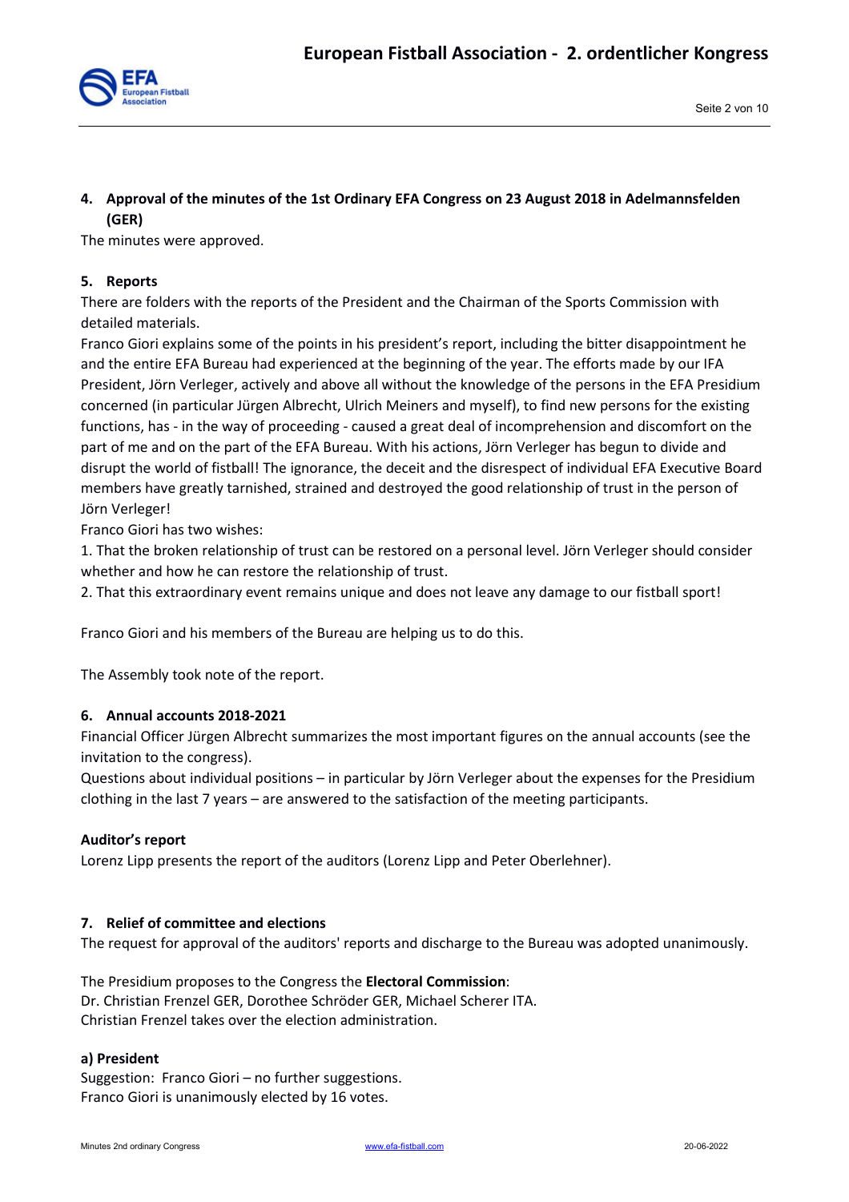## 4. Approval of the minutes of the 1st Ordinary EFA Congress on 23 August 2018 in Adelmannsfelden (GER)

The minutes were approved.

## 5. Reports

There are folders with the reports of the President and the Chairman of the Sports Commission with detailed materials.

Franco Giori explains some of the points in his president's report, including the bitter disappointment he and the entire EFA Bureau had experienced at the beginning of the year. The efforts made by our IFA President, Jörn Verleger, actively and above all without the knowledge of the persons in the EFA Presidium concerned (in particular Jürgen Albrecht, Ulrich Meiners and myself), to find new persons for the existing functions, has - in the way of proceeding - caused a great deal of incomprehension and discomfort on the part of me and on the part of the EFA Bureau. With his actions, Jörn Verleger has begun to divide and disrupt the world of fistball! The ignorance, the deceit and the disrespect of individual EFA Executive Board members have greatly tarnished, strained and destroyed the good relationship of trust in the person of Jörn Verleger!

Franco Giori has two wishes:

1. That the broken relationship of trust can be restored on a personal level. Jörn Verleger should consider whether and how he can restore the relationship of trust.
2. That this extraordinary event remains unique and does not leave any damage to our fistball sport!

Franco Giori and his members of the Bureau are helping us to do this.

The Assembly took note of the report.

## 6. Annual accounts 2018-2021

Financial Officer Jürgen Albrecht summarizes the most important figures on the annual accounts (see the invitation to the congress).

Questions about individual positions – in particular by Jörn Verleger about the expenses for the Presidium clothing in the last 7 years – are answered to the satisfaction of the meeting participants.

### Auditor's report

Lorenz Lipp presents the report of the auditors (Lorenz Lipp and Peter Oberlehner).

## 7. Relief of committee and elections

The request for approval of the auditors' reports and discharge to the Bureau was adopted unanimously.

The Presidium proposes to the Congress the **Electoral Commission**:
Dr. Christian Frenzel GER, Dorothee Schröder GER, Michael Scherer ITA.
Christian Frenzel takes over the election administration.

### a) President

Suggestion: Franco Giori – no further suggestions.
Franco Giori is unanimously elected by 16 votes.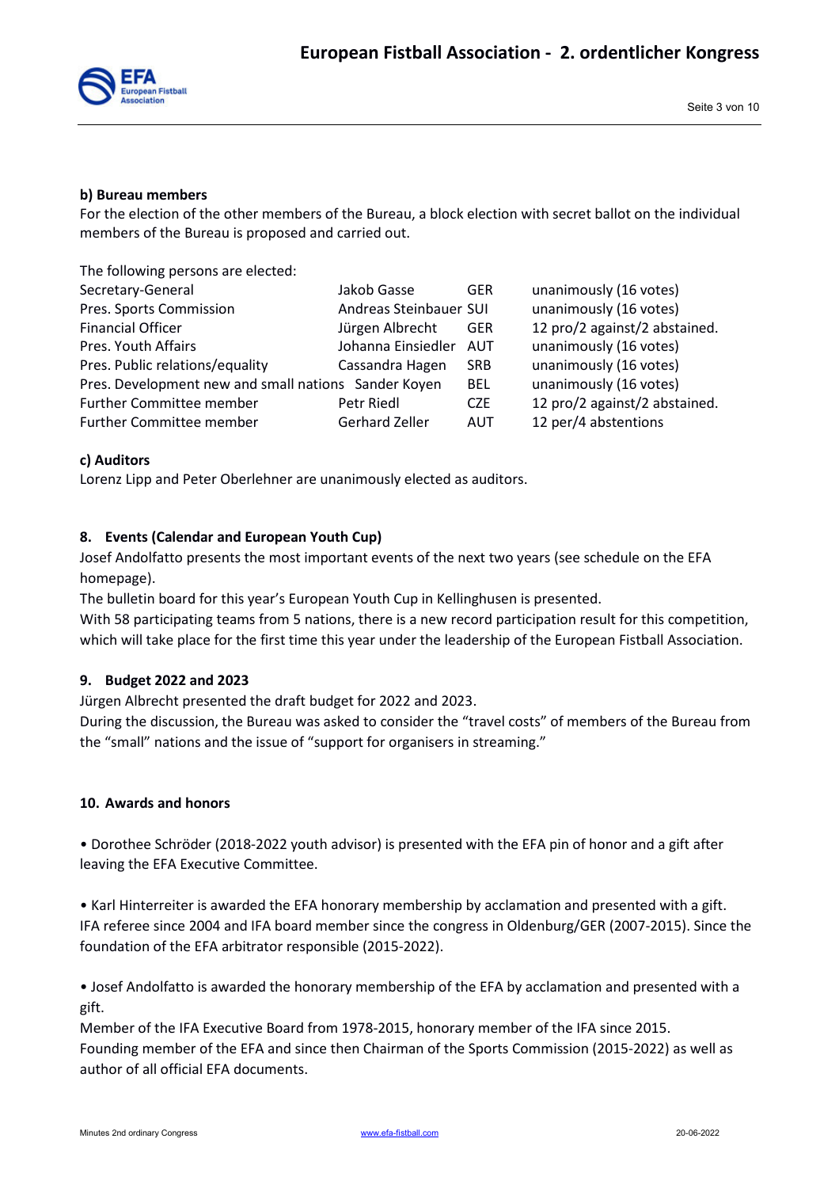**b) Bureau members**

For the election of the other members of the Bureau, a block election with secret ballot on the individual members of the Bureau is proposed and carried out.

The following persons are elected:

| | | | |
|---|---|---|---|
| Secretary-General | Jakob Gasse | GER | unanimously (16 votes) |
| Pres. Sports Commission | Andreas Steinbauer | SUI | unanimously (16 votes) |
| Financial Officer | Jürgen Albrecht | GER | 12 pro/2 against/2 abstained. |
| Pres. Youth Affairs | Johanna Einsiedler | AUT | unanimously (16 votes) |
| Pres. Public relations/equality | Cassandra Hagen | SRB | unanimously (16 votes) |
| Pres. Development new and small nations | Sander Koyen | BEL | unanimously (16 votes) |
| Further Committee member | Petr Riedl | CZE | 12 pro/2 against/2 abstained. |
| Further Committee member | Gerhard Zeller | AUT | 12 per/4 abstentions |

**c) Auditors**

Lorenz Lipp and Peter Oberlehner are unanimously elected as auditors.

## 8. Events (Calendar and European Youth Cup)

Josef Andolfatto presents the most important events of the next two years (see schedule on the EFA homepage).

The bulletin board for this year's European Youth Cup in Kellinghusen is presented.

With 58 participating teams from 5 nations, there is a new record participation result for this competition, which will take place for the first time this year under the leadership of the European Fistball Association.

## 9. Budget 2022 and 2023

Jürgen Albrecht presented the draft budget for 2022 and 2023.

During the discussion, the Bureau was asked to consider the "travel costs" of members of the Bureau from the "small" nations and the issue of "support for organisers in streaming."

## 10. Awards and honors

• Dorothee Schröder (2018-2022 youth advisor) is presented with the EFA pin of honor and a gift after leaving the EFA Executive Committee.

• Karl Hinterreiter is awarded the EFA honorary membership by acclamation and presented with a gift. IFA referee since 2004 and IFA board member since the congress in Oldenburg/GER (2007-2015). Since the foundation of the EFA arbitrator responsible (2015-2022).

• Josef Andolfatto is awarded the honorary membership of the EFA by acclamation and presented with a gift.

Member of the IFA Executive Board from 1978-2015, honorary member of the IFA since 2015.

Founding member of the EFA and since then Chairman of the Sports Commission (2015-2022) as well as author of all official EFA documents.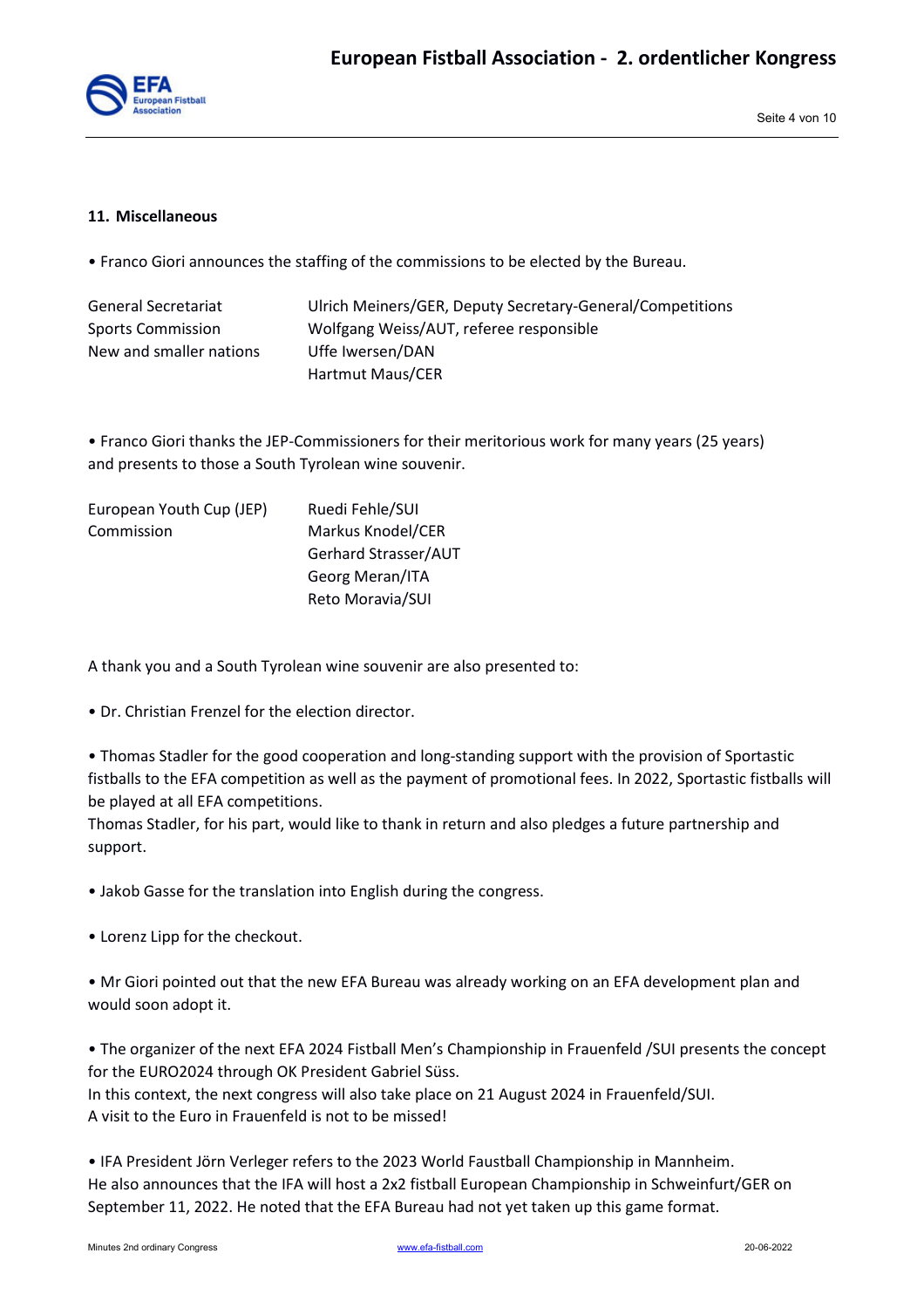## 11. Miscellaneous

• Franco Giori announces the staffing of the commissions to be elected by the Bureau.

| | |
|---|---|
| General Secretariat | Ulrich Meiners/GER, Deputy Secretary-General/Competitions |
| Sports Commission | Wolfgang Weiss/AUT, referee responsible |
| New and smaller nations | Uffe Iwersen/DAN |
| | Hartmut Maus/CER |

• Franco Giori thanks the JEP-Commissioners for their meritorious work for many years (25 years) and presents to those a South Tyrolean wine souvenir.

| | |
|---|---|
| European Youth Cup (JEP) | Ruedi Fehle/SUI |
| Commission | Markus Knodel/CER |
| | Gerhard Strasser/AUT |
| | Georg Meran/ITA |
| | Reto Moravia/SUI |

A thank you and a South Tyrolean wine souvenir are also presented to:

• Dr. Christian Frenzel for the election director.

• Thomas Stadler for the good cooperation and long-standing support with the provision of Sportastic fistballs to the EFA competition as well as the payment of promotional fees. In 2022, Sportastic fistballs will be played at all EFA competitions.
Thomas Stadler, for his part, would like to thank in return and also pledges a future partnership and support.

• Jakob Gasse for the translation into English during the congress.

• Lorenz Lipp for the checkout.

• Mr Giori pointed out that the new EFA Bureau was already working on an EFA development plan and would soon adopt it.

• The organizer of the next EFA 2024 Fistball Men's Championship in Frauenfeld /SUI presents the concept for the EURO2024 through OK President Gabriel Süss.
In this context, the next congress will also take place on 21 August 2024 in Frauenfeld/SUI.
A visit to the Euro in Frauenfeld is not to be missed!

• IFA President Jörn Verleger refers to the 2023 World Faustball Championship in Mannheim.
He also announces that the IFA will host a 2x2 fistball European Championship in Schweinfurt/GER on September 11, 2022. He noted that the EFA Bureau had not yet taken up this game format.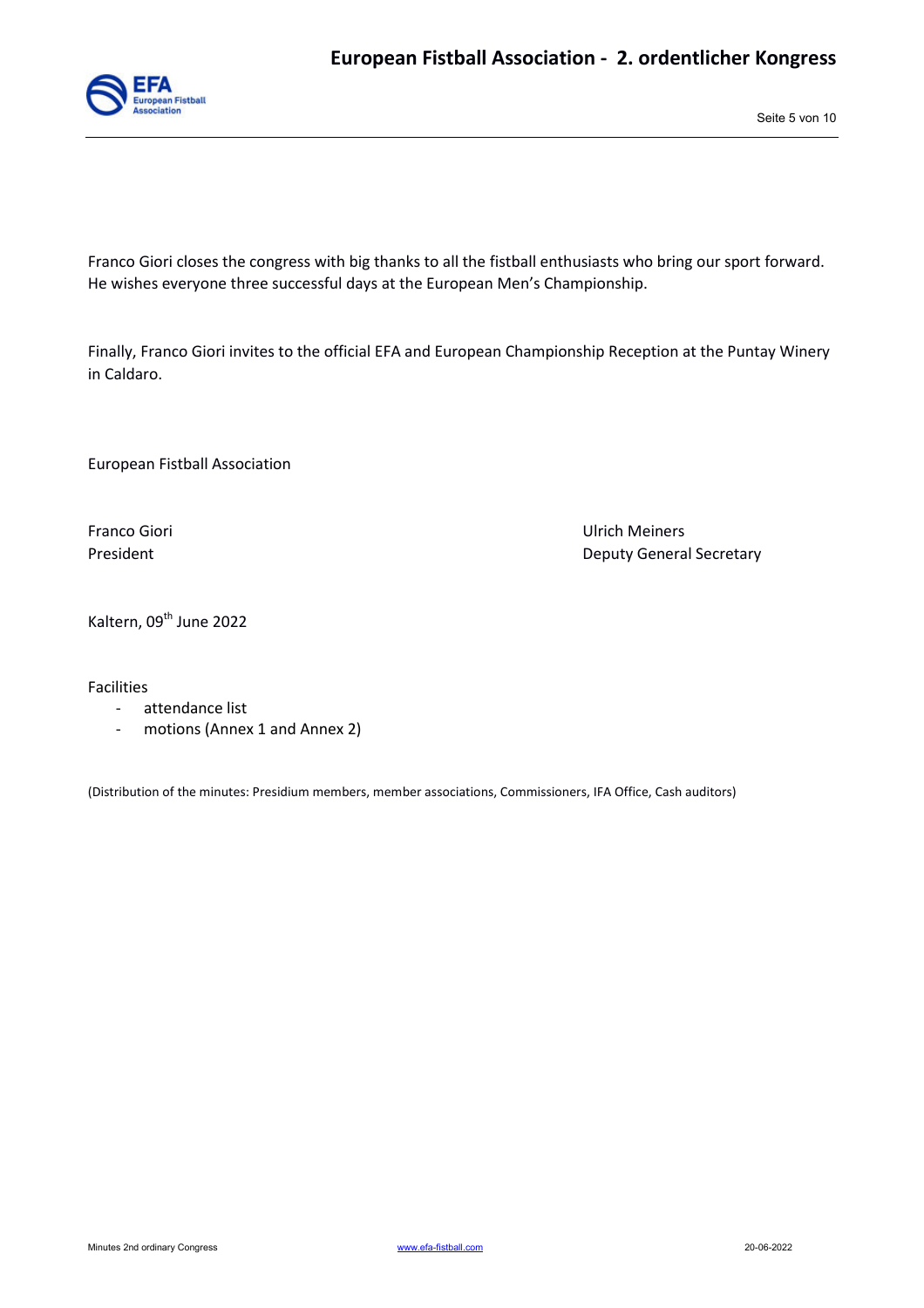Franco Giori closes the congress with big thanks to all the fistball enthusiasts who bring our sport forward. He wishes everyone three successful days at the European Men's Championship.

Finally, Franco Giori invites to the official EFA and European Championship Reception at the Puntay Winery in Caldaro.

European Fistball Association

Franco Giori
President

Ulrich Meiners
Deputy General Secretary

Kaltern, 09th June 2022

Facilities

- attendance list
- motions (Annex 1 and Annex 2)

(Distribution of the minutes: Presidium members, member associations, Commissioners, IFA Office, Cash auditors)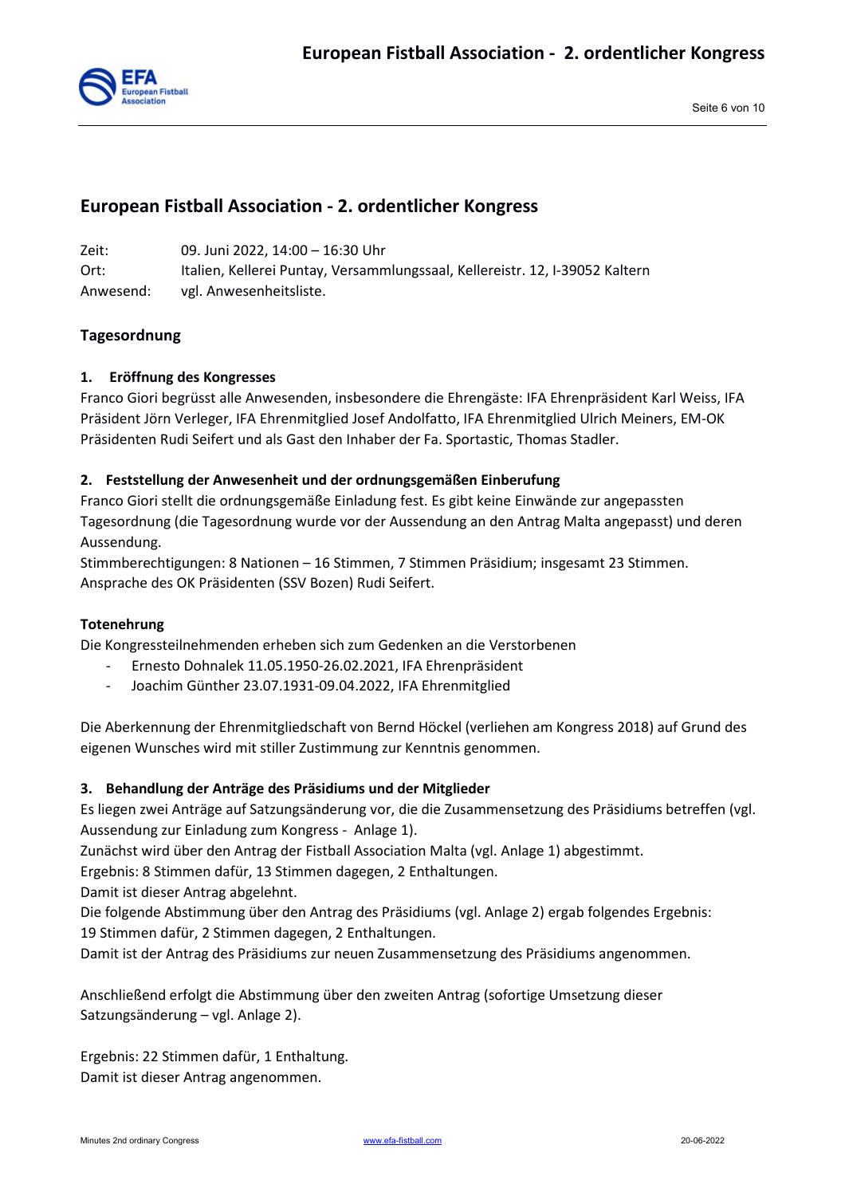# European Fistball Association - 2. ordentlicher Kongress

Zeit: 09. Juni 2022, 14:00 – 16:30 Uhr
Ort: Italien, Kellerei Puntay, Versammlungssaal, Kellereistr. 12, I-39052 Kaltern
Anwesend: vgl. Anwesenheitsliste.

## Tagesordnung

### 1. Eröffnung des Kongresses

Franco Giori begrüsst alle Anwesenden, insbesondere die Ehrengäste: IFA Ehrenpräsident Karl Weiss, IFA Präsident Jörn Verleger, IFA Ehrenmitglied Josef Andolfatto, IFA Ehrenmitglied Ulrich Meiners, EM-OK Präsidenten Rudi Seifert und als Gast den Inhaber der Fa. Sportastic, Thomas Stadler.

### 2. Feststellung der Anwesenheit und der ordnungsgemäßen Einberufung

Franco Giori stellt die ordnungsgemäße Einladung fest. Es gibt keine Einwände zur angepassten Tagesordnung (die Tagesordnung wurde vor der Aussendung an den Antrag Malta angepasst) und deren Aussendung.
Stimmberechtigungen: 8 Nationen – 16 Stimmen, 7 Stimmen Präsidium; insgesamt 23 Stimmen.
Ansprache des OK Präsidenten (SSV Bozen) Rudi Seifert.

### Totenehrung

Die Kongressteilnehmenden erheben sich zum Gedenken an die Verstorbenen

- Ernesto Dohnalek 11.05.1950-26.02.2021, IFA Ehrenpräsident
- Joachim Günther 23.07.1931-09.04.2022, IFA Ehrenmitglied

Die Aberkennung der Ehrenmitgliedschaft von Bernd Höckel (verliehen am Kongress 2018) auf Grund des eigenen Wunsches wird mit stiller Zustimmung zur Kenntnis genommen.

### 3. Behandlung der Anträge des Präsidiums und der Mitglieder

Es liegen zwei Anträge auf Satzungsänderung vor, die die Zusammensetzung des Präsidiums betreffen (vgl. Aussendung zur Einladung zum Kongress - Anlage 1).
Zunächst wird über den Antrag der Fistball Association Malta (vgl. Anlage 1) abgestimmt.
Ergebnis: 8 Stimmen dafür, 13 Stimmen dagegen, 2 Enthaltungen.
Damit ist dieser Antrag abgelehnt.
Die folgende Abstimmung über den Antrag des Präsidiums (vgl. Anlage 2) ergab folgendes Ergebnis:
19 Stimmen dafür, 2 Stimmen dagegen, 2 Enthaltungen.
Damit ist der Antrag des Präsidiums zur neuen Zusammensetzung des Präsidiums angenommen.

Anschließend erfolgt die Abstimmung über den zweiten Antrag (sofortige Umsetzung dieser Satzungsänderung – vgl. Anlage 2).

Ergebnis: 22 Stimmen dafür, 1 Enthaltung.
Damit ist dieser Antrag angenommen.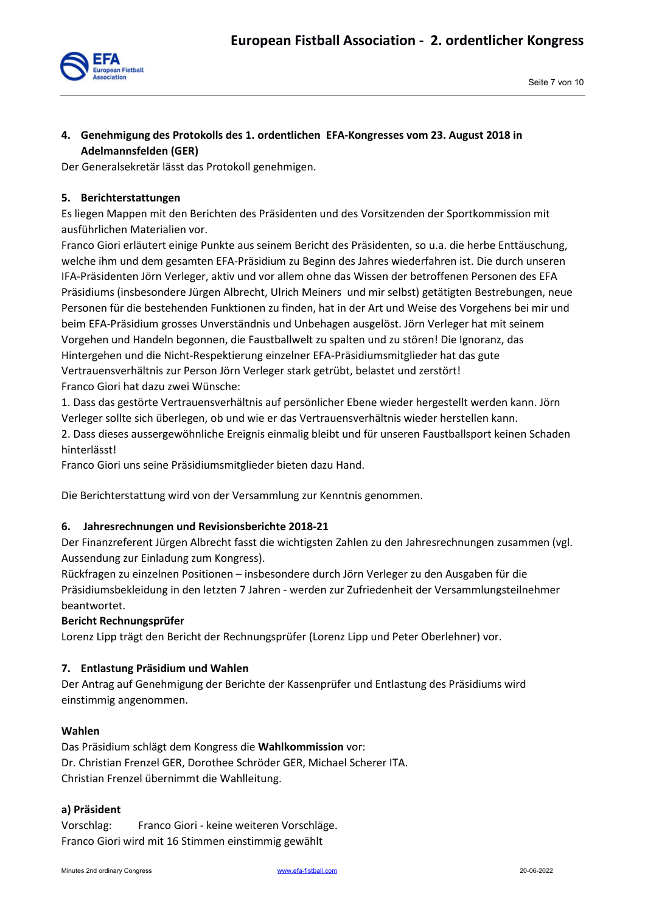## 4. Genehmigung des Protokolls des 1. ordentlichen EFA-Kongresses vom 23. August 2018 in Adelmannsfelden (GER)

Der Generalsekretär lässt das Protokoll genehmigen.

## 5. Berichterstattungen

Es liegen Mappen mit den Berichten des Präsidenten und des Vorsitzenden der Sportkommission mit ausführlichen Materialien vor.

Franco Giori erläutert einige Punkte aus seinem Bericht des Präsidenten, so u.a. die herbe Enttäuschung, welche ihm und dem gesamten EFA-Präsidium zu Beginn des Jahres wiederfahren ist. Die durch unseren IFA-Präsidenten Jörn Verleger, aktiv und vor allem ohne das Wissen der betroffenen Personen des EFA Präsidiums (insbesondere Jürgen Albrecht, Ulrich Meiners und mir selbst) getätigten Bestrebungen, neue Personen für die bestehenden Funktionen zu finden, hat in der Art und Weise des Vorgehens bei mir und beim EFA-Präsidium grosses Unverständnis und Unbehagen ausgelöst. Jörn Verleger hat mit seinem Vorgehen und Handeln begonnen, die Faustballwelt zu spalten und zu stören! Die Ignoranz, das Hintergehen und die Nicht-Respektierung einzelner EFA-Präsidiumsmitglieder hat das gute Vertrauensverhältnis zur Person Jörn Verleger stark getrübt, belastet und zerstört!

Franco Giori hat dazu zwei Wünsche:

1. Dass das gestörte Vertrauensverhältnis auf persönlicher Ebene wieder hergestellt werden kann. Jörn Verleger sollte sich überlegen, ob und wie er das Vertrauensverhältnis wieder herstellen kann.
2. Dass dieses aussergewöhnliche Ereignis einmalig bleibt und für unseren Faustballsport keinen Schaden hinterlässt!

Franco Giori uns seine Präsidiumsmitglieder bieten dazu Hand.

Die Berichterstattung wird von der Versammlung zur Kenntnis genommen.

## 6. Jahresrechnungen und Revisionsberichte 2018-21

Der Finanzreferent Jürgen Albrecht fasst die wichtigsten Zahlen zu den Jahresrechnungen zusammen (vgl. Aussendung zur Einladung zum Kongress).

Rückfragen zu einzelnen Positionen – insbesondere durch Jörn Verleger zu den Ausgaben für die Präsidiumsbekleidung in den letzten 7 Jahren - werden zur Zufriedenheit der Versammlungsteilnehmer beantwortet.

**Bericht Rechnungsprüfer**

Lorenz Lipp trägt den Bericht der Rechnungsprüfer (Lorenz Lipp und Peter Oberlehner) vor.

## 7. Entlastung Präsidium und Wahlen

Der Antrag auf Genehmigung der Berichte der Kassenprüfer und Entlastung des Präsidiums wird einstimmig angenommen.

**Wahlen**

Das Präsidium schlägt dem Kongress die **Wahlkommission** vor:
Dr. Christian Frenzel GER, Dorothee Schröder GER, Michael Scherer ITA.
Christian Frenzel übernimmt die Wahlleitung.

**a) Präsident**

Vorschlag: Franco Giori - keine weiteren Vorschläge.
Franco Giori wird mit 16 Stimmen einstimmig gewählt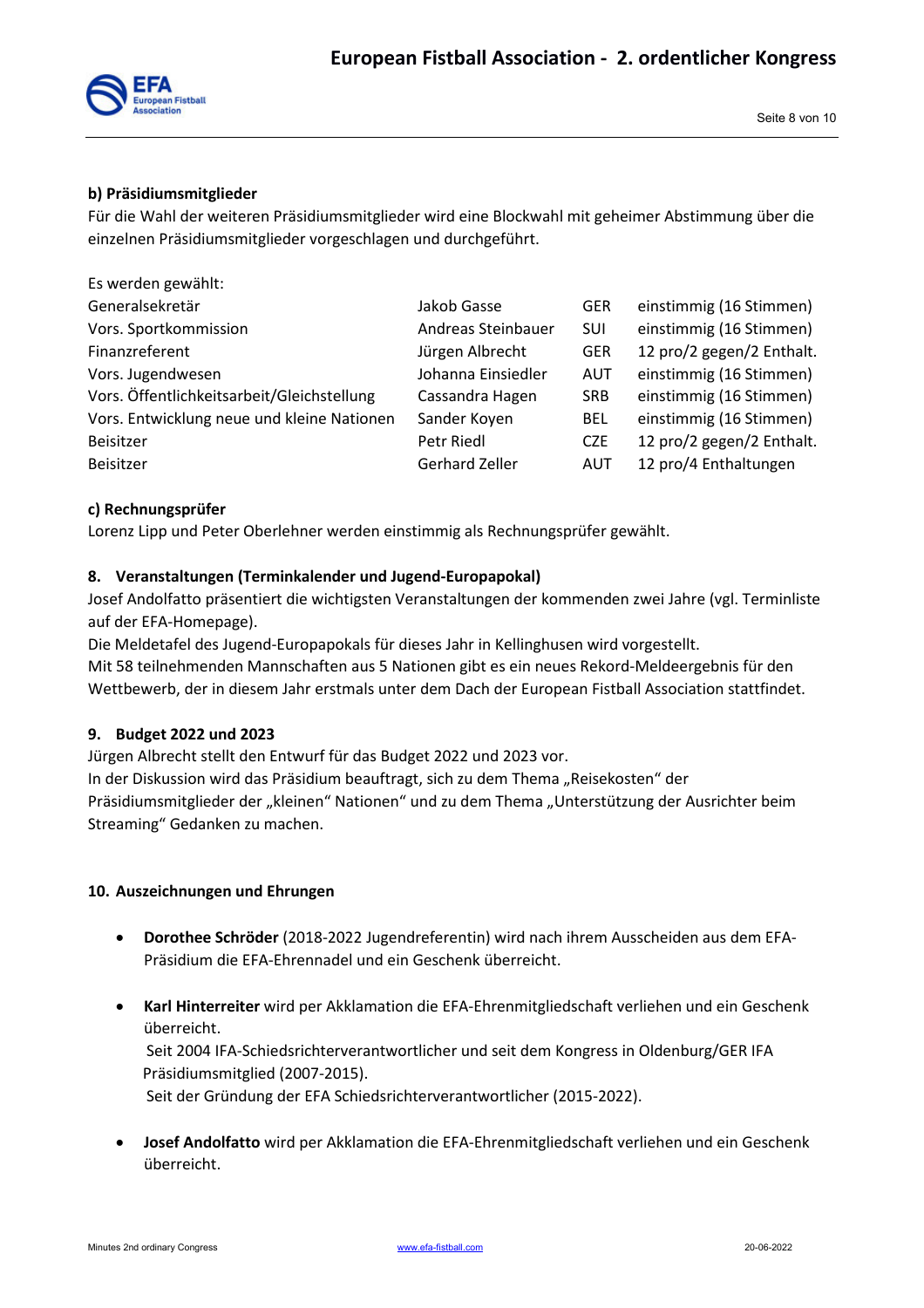### b) Präsidiumsmitglieder

Für die Wahl der weiteren Präsidiumsmitglieder wird eine Blockwahl mit geheimer Abstimmung über die einzelnen Präsidiumsmitglieder vorgeschlagen und durchgeführt.

Es werden gewählt:

| | | | |
|---|---|---|---|
| Generalsekretär | Jakob Gasse | GER | einstimmig (16 Stimmen) |
| Vors. Sportkommission | Andreas Steinbauer | SUI | einstimmig (16 Stimmen) |
| Finanzreferent | Jürgen Albrecht | GER | 12 pro/2 gegen/2 Enthalt. |
| Vors. Jugendwesen | Johanna Einsiedler | AUT | einstimmig (16 Stimmen) |
| Vors. Öffentlichkeitsarbeit/Gleichstellung | Cassandra Hagen | SRB | einstimmig (16 Stimmen) |
| Vors. Entwicklung neue und kleine Nationen | Sander Koyen | BEL | einstimmig (16 Stimmen) |
| Beisitzer | Petr Riedl | CZE | 12 pro/2 gegen/2 Enthalt. |
| Beisitzer | Gerhard Zeller | AUT | 12 pro/4 Enthaltungen |

### c) Rechnungsprüfer

Lorenz Lipp und Peter Oberlehner werden einstimmig als Rechnungsprüfer gewählt.

### 8. Veranstaltungen (Terminkalender und Jugend-Europapokal)

Josef Andolfatto präsentiert die wichtigsten Veranstaltungen der kommenden zwei Jahre (vgl. Terminliste auf der EFA-Homepage).
Die Meldetafel des Jugend-Europapokals für dieses Jahr in Kellinghusen wird vorgestellt.
Mit 58 teilnehmenden Mannschaften aus 5 Nationen gibt es ein neues Rekord-Meldeergebnis für den Wettbewerb, der in diesem Jahr erstmals unter dem Dach der European Fistball Association stattfindet.

### 9. Budget 2022 und 2023

Jürgen Albrecht stellt den Entwurf für das Budget 2022 und 2023 vor.
In der Diskussion wird das Präsidium beauftragt, sich zu dem Thema „Reisekosten" der Präsidiumsmitglieder der „kleinen" Nationen" und zu dem Thema „Unterstützung der Ausrichter beim Streaming" Gedanken zu machen.

### 10. Auszeichnungen und Ehrungen

- **Dorothee Schröder** (2018-2022 Jugendreferentin) wird nach ihrem Ausscheiden aus dem EFA-Präsidium die EFA-Ehrennadel und ein Geschenk überreicht.

- **Karl Hinterreiter** wird per Akklamation die EFA-Ehrenmitgliedschaft verliehen und ein Geschenk überreicht.
  Seit 2004 IFA-Schiedsrichterverantwortlicher und seit dem Kongress in Oldenburg/GER IFA Präsidiumsmitglied (2007-2015).
  Seit der Gründung der EFA Schiedsrichterverantwortlicher (2015-2022).

- **Josef Andolfatto** wird per Akklamation die EFA-Ehrenmitgliedschaft verliehen und ein Geschenk überreicht.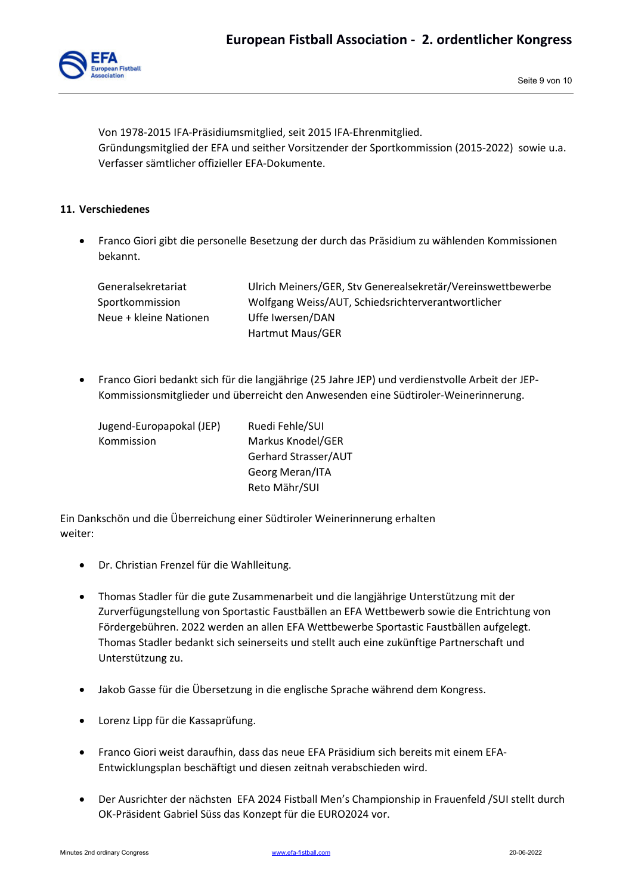Von 1978-2015 IFA-Präsidiumsmitglied, seit 2015 IFA-Ehrenmitglied.
Gründungsmitglied der EFA und seither Vorsitzender der Sportkommission (2015-2022) sowie u.a. Verfasser sämtlicher offizieller EFA-Dokumente.

## 11. Verschiedenes

- Franco Giori gibt die personelle Besetzung der durch das Präsidium zu wählenden Kommissionen bekannt.

| | |
|---|---|
| Generalsekretariat | Ulrich Meiners/GER, Stv Generealsekretär/Vereinswettbewerbe |
| Sportkommission | Wolfgang Weiss/AUT, Schiedsrichterverantwortlicher |
| Neue + kleine Nationen | Uffe Iwersen/DAN |
| | Hartmut Maus/GER |

- Franco Giori bedankt sich für die langjährige (25 Jahre JEP) und verdienstvolle Arbeit der JEP-Kommissionsmitglieder und überreicht den Anwesenden eine Südtiroler-Weinerinnerung.

| | |
|---|---|
| Jugend-Europapokal (JEP) | Ruedi Fehle/SUI |
| Kommission | Markus Knodel/GER |
| | Gerhard Strasser/AUT |
| | Georg Meran/ITA |
| | Reto Mähr/SUI |

Ein Dankschön und die Überreichung einer Südtiroler Weinerinnerung erhalten weiter:

- Dr. Christian Frenzel für die Wahlleitung.
- Thomas Stadler für die gute Zusammenarbeit und die langjährige Unterstützung mit der Zurverfügungstellung von Sportastic Faustbällen an EFA Wettbewerb sowie die Entrichtung von Fördergebühren. 2022 werden an allen EFA Wettbewerbe Sportastic Faustbällen aufgelegt. Thomas Stadler bedankt sich seinerseits und stellt auch eine zukünftige Partnerschaft und Unterstützung zu.
- Jakob Gasse für die Übersetzung in die englische Sprache während dem Kongress.
- Lorenz Lipp für die Kassaprüfung.
- Franco Giori weist daraufhin, dass das neue EFA Präsidium sich bereits mit einem EFA-Entwicklungsplan beschäftigt und diesen zeitnah verabschieden wird.
- Der Ausrichter der nächsten EFA 2024 Fistball Men's Championship in Frauenfeld /SUI stellt durch OK-Präsident Gabriel Süss das Konzept für die EURO2024 vor.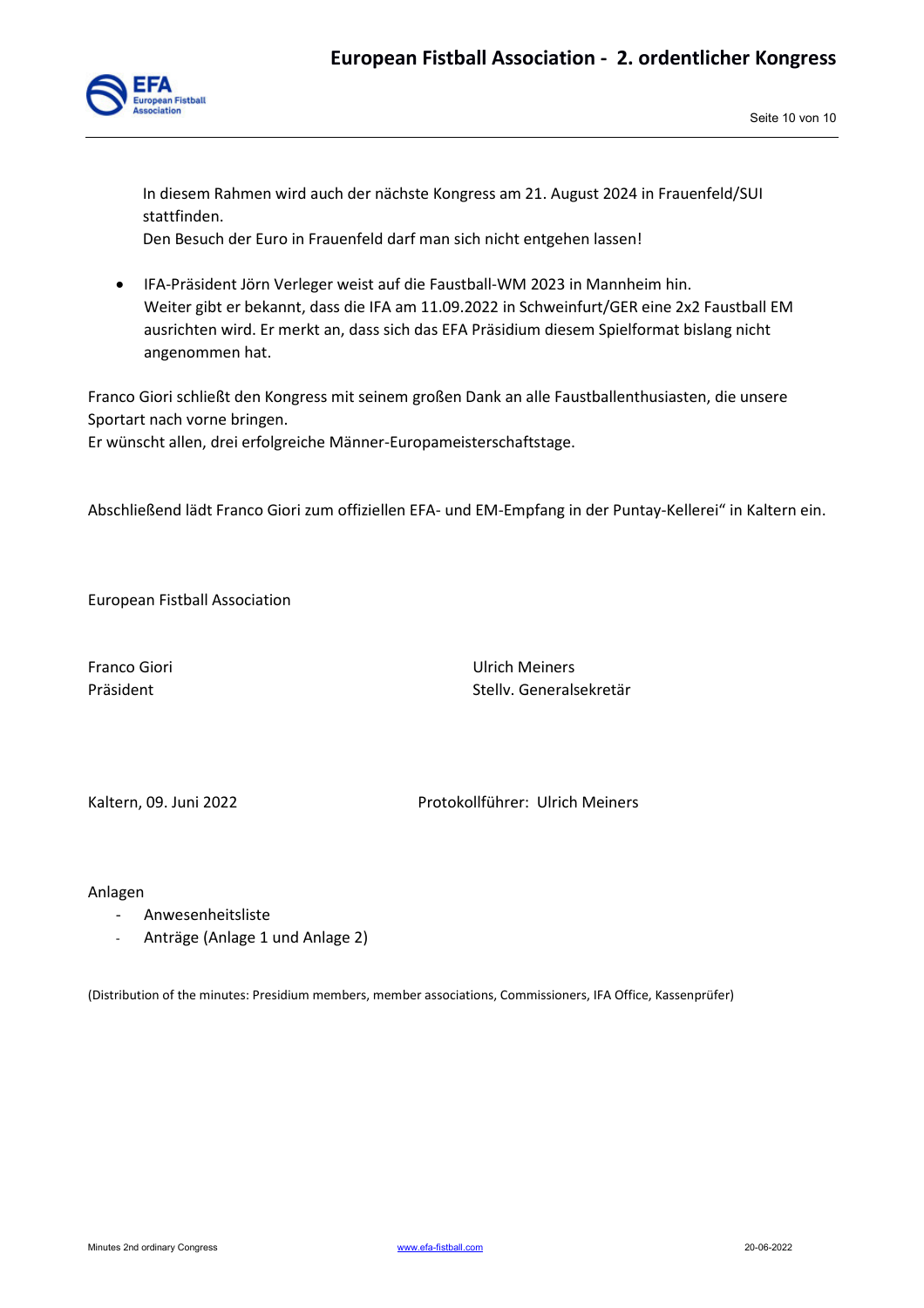In diesem Rahmen wird auch der nächste Kongress am 21. August 2024 in Frauenfeld/SUI stattfinden.
Den Besuch der Euro in Frauenfeld darf man sich nicht entgehen lassen!

- IFA-Präsident Jörn Verleger weist auf die Faustball-WM 2023 in Mannheim hin.
  Weiter gibt er bekannt, dass die IFA am 11.09.2022 in Schweinfurt/GER eine 2x2 Faustball EM ausrichten wird. Er merkt an, dass sich das EFA Präsidium diesem Spielformat bislang nicht angenommen hat.

Franco Giori schließt den Kongress mit seinem großen Dank an alle Faustballenthusiasten, die unsere Sportart nach vorne bringen.
Er wünscht allen, drei erfolgreiche Männer-Europameisterschaftstage.

Abschließend lädt Franco Giori zum offiziellen EFA- und EM-Empfang in der Puntay-Kellerei“ in Kaltern ein.

European Fistball Association

Franco Giori
Präsident

Ulrich Meiners
Stellv. Generalsekretär

Kaltern, 09. Juni 2022

Protokollführer: Ulrich Meiners

Anlagen

- Anwesenheitsliste
- Anträge (Anlage 1 und Anlage 2)

(Distribution of the minutes: Presidium members, member associations, Commissioners, IFA Office, Kassenprüfer)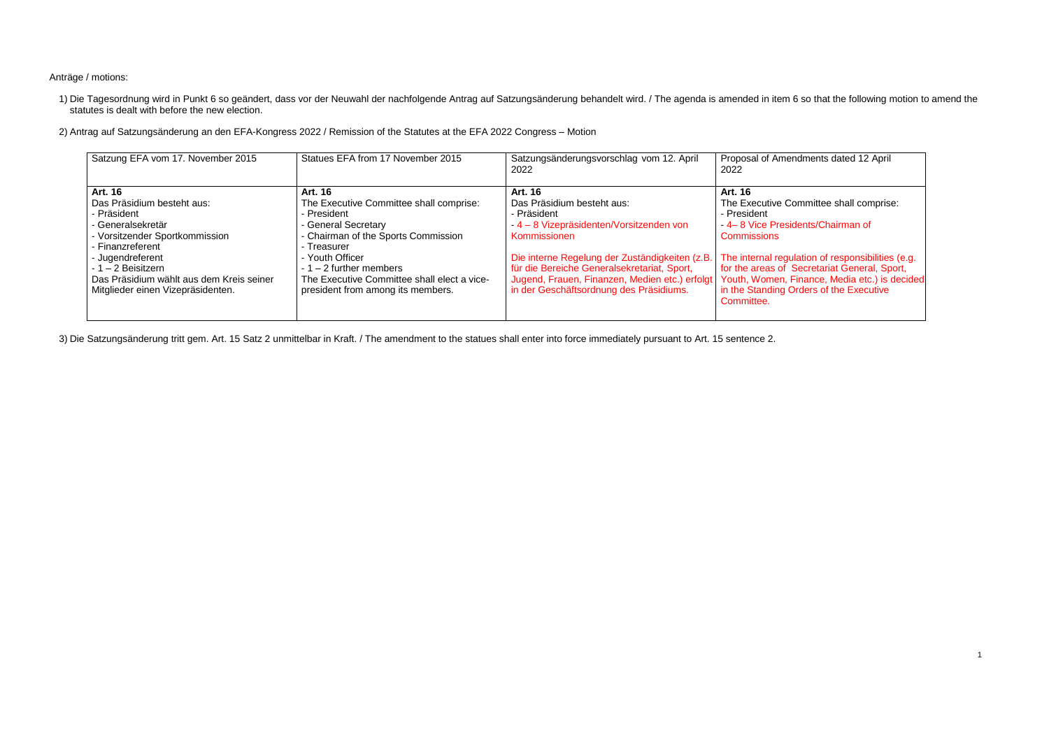Anträge / motions:

1) Die Tagesordnung wird in Punkt 6 so geändert, dass vor der Neuwahl der nachfolgende Antrag auf Satzungsänderung behandelt wird. / The agenda is amended in item 6 so that the following motion to amend the statutes is dealt with before the new election.

2) Antrag auf Satzungsänderung an den EFA-Kongress 2022 / Remission of the Statutes at the EFA 2022 Congress – Motion

| Satzung EFA vom 17. November 2015 | Statues EFA from 17 November 2015 | Satzungsänderungsvorschlag vom 12. April 2022 | Proposal of Amendments dated 12 April 2022 |
|---|---|---|---|
| **Art. 16**<br>Das Präsidium besteht aus:<br>- Präsident<br>- Generalsekretär<br>- Vorsitzender Sportkommission<br>- Finanzreferent<br>- Jugendreferent<br>- 1 – 2 Beisitzern<br>Das Präsidium wählt aus dem Kreis seiner Mitglieder einen Vizepräsidenten. | **Art. 16**<br>The Executive Committee shall comprise:<br>- President<br>- General Secretary<br>- Chairman of the Sports Commission<br>- Treasurer<br>- Youth Officer<br>- 1 – 2 further members<br>The Executive Committee shall elect a vice-president from among its members. | **Art. 16**<br>Das Präsidium besteht aus:<br>- Präsident<br>- 4 – 8 Vizepräsidenten/Vorsitzenden von Kommissionen<br><br>Die interne Regelung der Zuständigkeiten (z.B. für die Bereiche Generalsekretariat, Sport, Jugend, Frauen, Finanzen, Medien etc.) erfolgt in der Geschäftsordnung des Präsidiums. | **Art. 16**<br>The Executive Committee shall comprise:<br>- President<br>- 4– 8 Vice Presidents/Chairman of Commissions<br><br>The internal regulation of responsibilities (e.g. for the areas of Secretariat General, Sport, Youth, Women, Finance, Media etc.) is decided in the Standing Orders of the Executive Committee. |

3) Die Satzungsänderung tritt gem. Art. 15 Satz 2 unmittelbar in Kraft. / The amendment to the statues shall enter into force immediately pursuant to Art. 15 sentence 2.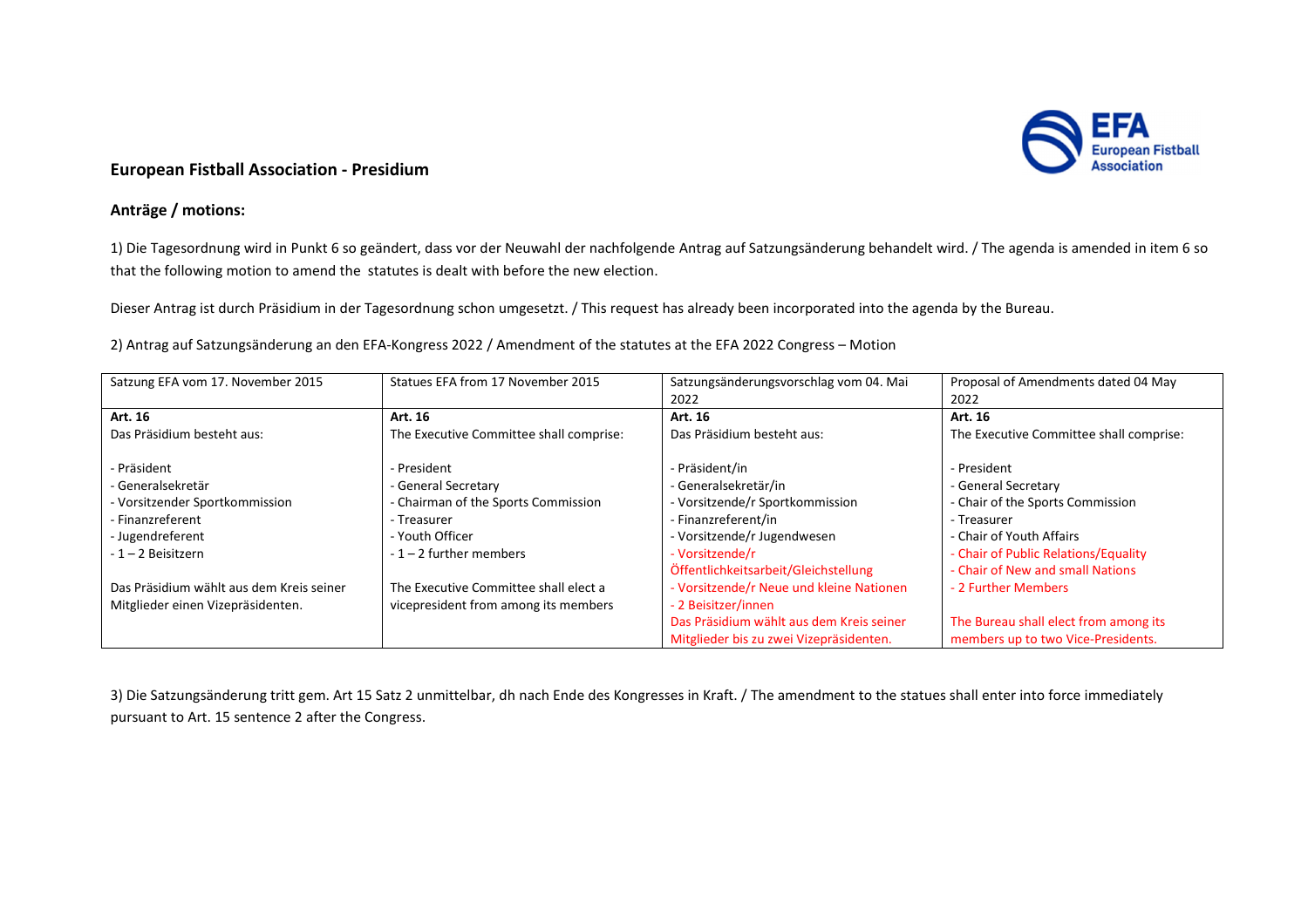## European Fistball Association - Presidium

### Anträge / motions:

1) Die Tagesordnung wird in Punkt 6 so geändert, dass vor der Neuwahl der nachfolgende Antrag auf Satzungsänderung behandelt wird. / The agenda is amended in item 6 so that the following motion to amend the statutes is dealt with before the new election.

Dieser Antrag ist durch Präsidium in der Tagesordnung schon umgesetzt. / This request has already been incorporated into the agenda by the Bureau.

2) Antrag auf Satzungsänderung an den EFA-Kongress 2022 / Amendment of the statutes at the EFA 2022 Congress – Motion

| Satzung EFA vom 17. November 2015 | Statues EFA from 17 November 2015 | Satzungsänderungsvorschlag vom 04. Mai 2022 | Proposal of Amendments dated 04 May 2022 |
|---|---|---|---|
| **Art. 16**<br>Das Präsidium besteht aus:<br><br>- Präsident<br>- Generalsekretär<br>- Vorsitzender Sportkommission<br>- Finanzreferent<br>- Jugendreferent<br>- 1 – 2 Beisitzern<br><br>Das Präsidium wählt aus dem Kreis seiner Mitglieder einen Vizepräsidenten. | **Art. 16**<br>The Executive Committee shall comprise:<br><br>- President<br>- General Secretary<br>- Chairman of the Sports Commission<br>- Treasurer<br>- Youth Officer<br>- 1 – 2 further members<br><br>The Executive Committee shall elect a vicepresident from among its members | **Art. 16**<br>Das Präsidium besteht aus:<br><br>- Präsident/in<br>- Generalsekretär/in<br>- Vorsitzende/r Sportkommission<br>- Finanzreferent/in<br>- Vorsitzende/r Jugendwesen<br>- Vorsitzende/r Öffentlichkeitsarbeit/Gleichstellung<br>- Vorsitzende/r Neue und kleine Nationen<br>- 2 Beisitzer/innen<br>Das Präsidium wählt aus dem Kreis seiner Mitglieder bis zu zwei Vizepräsidenten. | **Art. 16**<br>The Executive Committee shall comprise:<br><br>- President<br>- General Secretary<br>- Chair of the Sports Commission<br>- Treasurer<br>- Chair of Youth Affairs<br>- Chair of Public Relations/Equality<br>- Chair of New and small Nations<br>- 2 Further Members<br><br>The Bureau shall elect from among its members up to two Vice-Presidents. |

3) Die Satzungsänderung tritt gem. Art 15 Satz 2 unmittelbar, dh nach Ende des Kongresses in Kraft. / The amendment to the statues shall enter into force immediately pursuant to Art. 15 sentence 2 after the Congress.